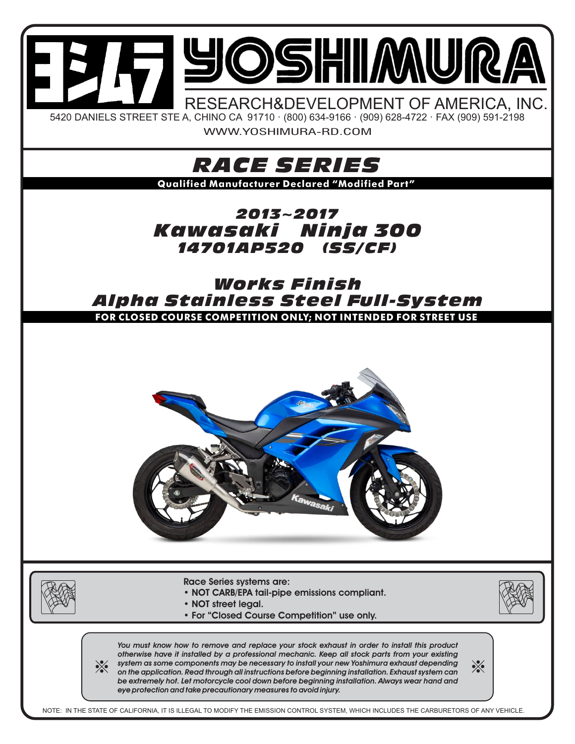# YOSHIMURA

RESEARCH&DEVELOPMENT OF AMERICA, INC.

5420 DANIELS STREET STE A, CHINO CA 91710 · (800) 634-9166 · (909) 628-4722 · FAX (909) 591-2198

WWW.YOSHIMURA-RD.COM

## *RACE SERIES*

**Qualified Manufacturer Declared "Modified Part"**

### *2013~2017*
### *Kawasaki Ninja 300*
### *14701AP520 (SS/CF)*

### *Works Finish*
### *Alpha Stainless Steel Full-System*

**FOR CLOSED COURSE COMPETITION ONLY; NOT INTENDED FOR STREET USE**

**Race Series systems are:**

- **NOT CARB/EPA** tail-pipe emissions compliant.
- **NOT** street legal.
- For "Closed Course Competition" use only.

*You must know how to remove and replace your stock exhaust in order to install this product otherwise have it installed by a professional mechanic. Keep all stock parts from your existing system as some components may be necessary to install your new Yoshimura exhaust depending on the application. Read through all instructions before beginning installation. Exhaust system can be extremely hot. Let motorcycle cool down before beginning installation. Always wear hand and eye protection and take precautionary measures to avoid injury.*

NOTE: IN THE STATE OF CALIFORNIA, IT IS ILLEGAL TO MODIFY THE EMISSION CONTROL SYSTEM, WHICH INCLUDES THE CARBURETORS OF ANY VEHICLE.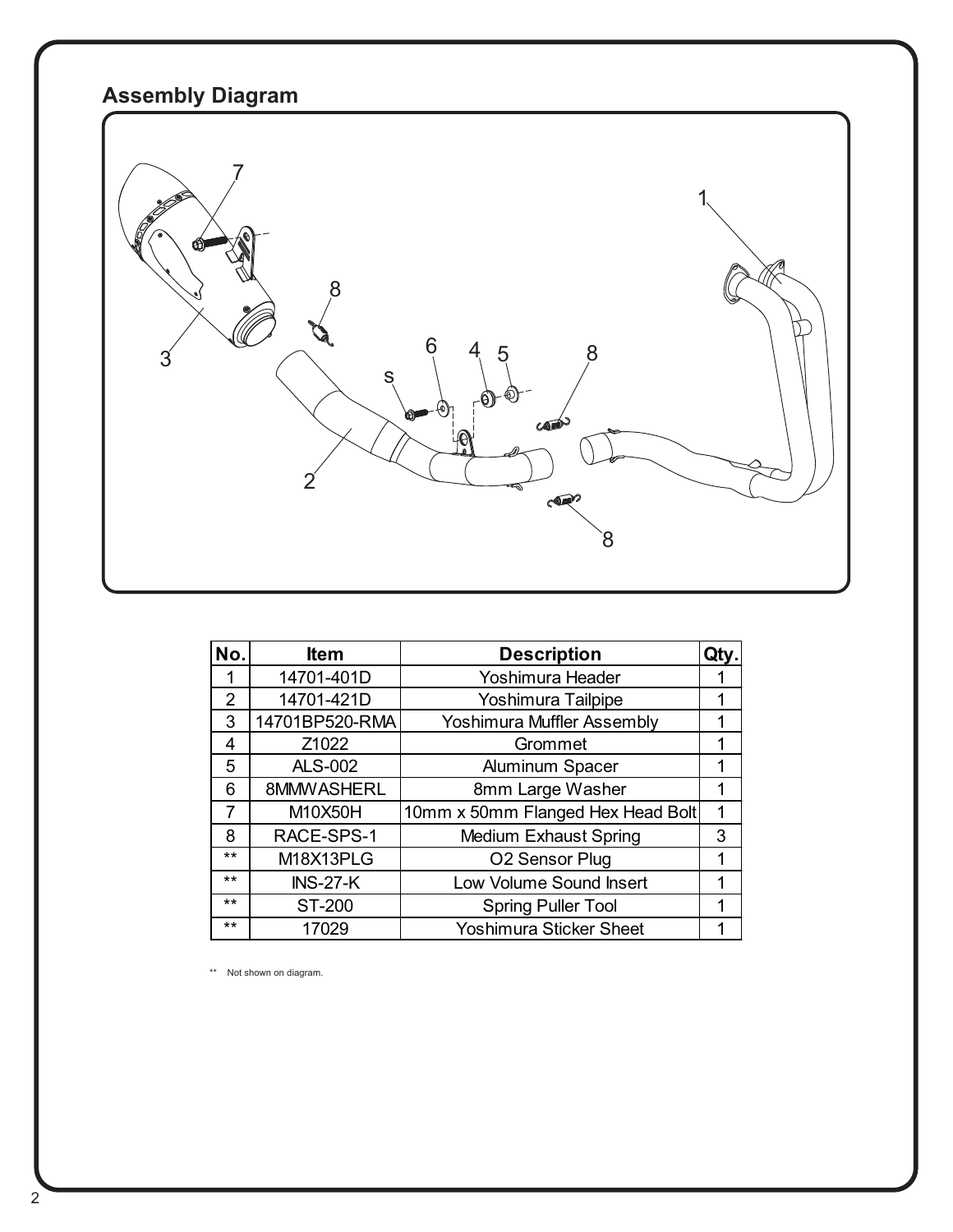## Assembly Diagram

| No. | Item | Description | Qty. |
| --- | --- | --- | --- |
| 1 | 14701-401D | Yoshimura Header | 1 |
| 2 | 14701-421D | Yoshimura Tailpipe | 1 |
| 3 | 14701BP520-RMA | Yoshimura Muffler Assembly | 1 |
| 4 | Z1022 | Grommet | 1 |
| 5 | ALS-002 | Aluminum Spacer | 1 |
| 6 | 8MMWASHERL | 8mm Large Washer | 1 |
| 7 | M10X50H | 10mm x 50mm Flanged Hex Head Bolt | 1 |
| 8 | RACE-SPS-1 | Medium Exhaust Spring | 3 |
| ** | M18X13PLG | O2 Sensor Plug | 1 |
| ** | INS-27-K | Low Volume Sound Insert | 1 |
| ** | ST-200 | Spring Puller Tool | 1 |
| ** | 17029 | Yoshimura Sticker Sheet | 1 |

** Not shown on diagram.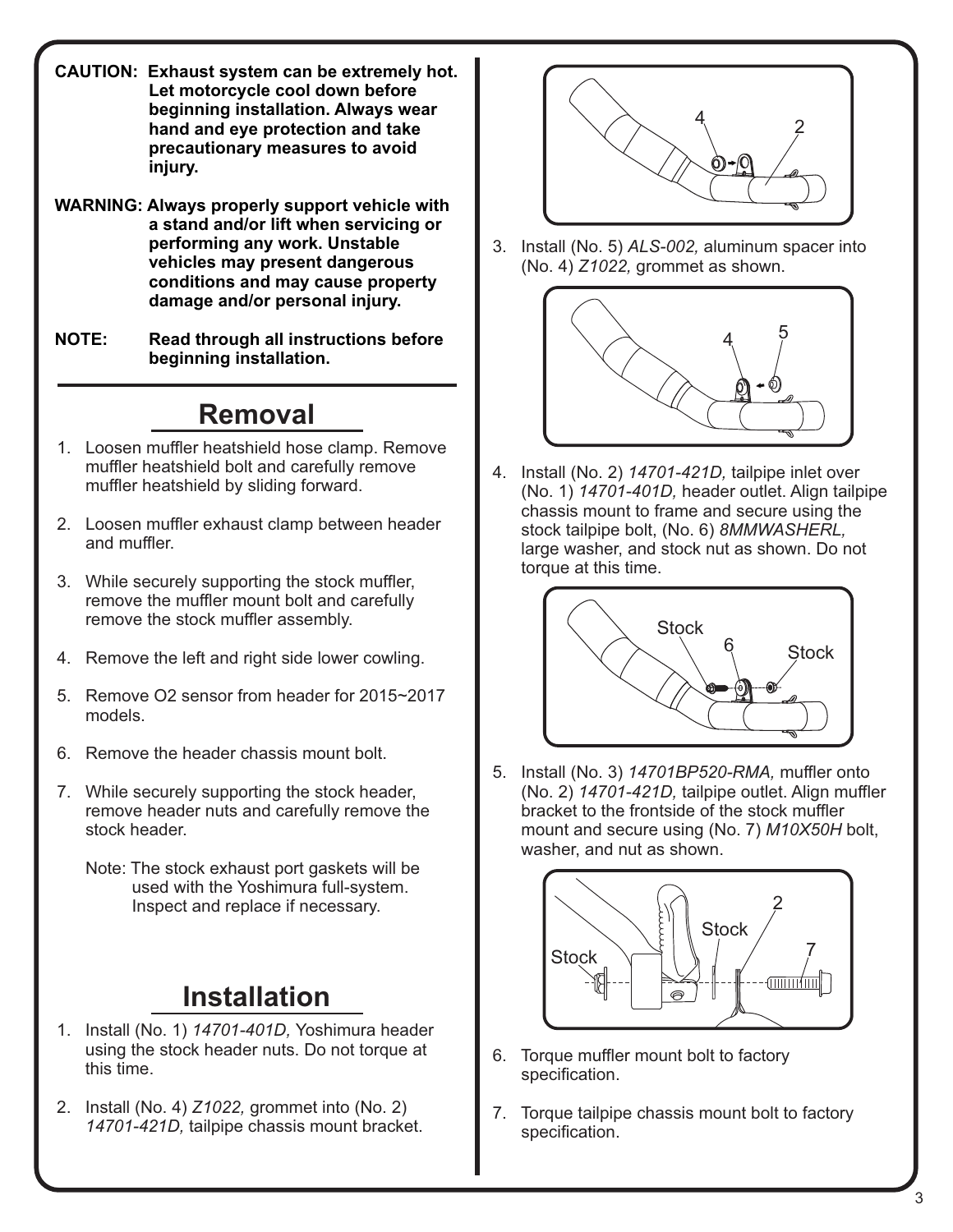**CAUTION: Exhaust system can be extremely hot. Let motorcycle cool down before beginning installation. Always wear hand and eye protection and take precautionary measures to avoid injury.**

**WARNING: Always properly support vehicle with a stand and/or lift when servicing or performing any work. Unstable vehicles may present dangerous conditions and may cause property damage and/or personal injury.**

**NOTE: Read through all instructions before beginning installation.**

## Removal

1. Loosen muffler heatshield hose clamp. Remove muffler heatshield bolt and carefully remove muffler heatshield by sliding forward.
2. Loosen muffler exhaust clamp between header and muffler.
3. While securely supporting the stock muffler, remove the muffler mount bolt and carefully remove the stock muffler assembly.
4. Remove the left and right side lower cowling.
5. Remove O2 sensor from header for 2015~2017 models.
6. Remove the header chassis mount bolt.
7. While securely supporting the stock header, remove header nuts and carefully remove the stock header.

   Note: The stock exhaust port gaskets will be used with the Yoshimura full-system. Inspect and replace if necessary.

## Installation

1. Install (No. 1) *14701-401D,* Yoshimura header using the stock header nuts. Do not torque at this time.
2. Install (No. 4) *Z1022,* grommet into (No. 2) *14701-421D,* tailpipe chassis mount bracket.
3. Install (No. 5) *ALS-002,* aluminum spacer into (No. 4) *Z1022,* grommet as shown.
4. Install (No. 2) *14701-421D,* tailpipe inlet over (No. 1) *14701-401D,* header outlet. Align tailpipe chassis mount to frame and secure using the stock tailpipe bolt, (No. 6) *8MMWASHERL,* large washer, and stock nut as shown. Do not torque at this time.
5. Install (No. 3) *14701BP520-RMA,* muffler onto (No. 2) *14701-421D,* tailpipe outlet. Align muffler bracket to the frontside of the stock muffler mount and secure using (No. 7) *M10X50H* bolt, washer, and nut as shown.
6. Torque muffler mount bolt to factory specification.
7. Torque tailpipe chassis mount bolt to factory specification.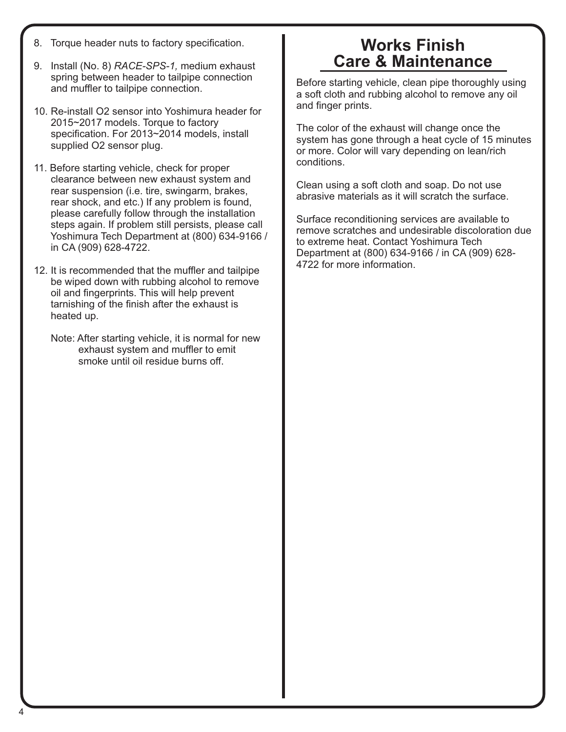8. Torque header nuts to factory specification.

9. Install (No. 8) *RACE-SPS-1,* medium exhaust spring between header to tailpipe connection and muffler to tailpipe connection.

10. Re-install O2 sensor into Yoshimura header for 2015~2017 models. Torque to factory specification. For 2013~2014 models, install supplied O2 sensor plug.

11. Before starting vehicle, check for proper clearance between new exhaust system and rear suspension (i.e. tire, swingarm, brakes, rear shock, and etc.) If any problem is found, please carefully follow through the installation steps again. If problem still persists, please call Yoshimura Tech Department at (800) 634-9166 / in CA (909) 628-4722.

12. It is recommended that the muffler and tailpipe be wiped down with rubbing alcohol to remove oil and fingerprints. This will help prevent tarnishing of the finish after the exhaust is heated up.

    Note: After starting vehicle, it is normal for new exhaust system and muffler to emit smoke until oil residue burns off.

## Works Finish Care & Maintenance

Before starting vehicle, clean pipe thoroughly using a soft cloth and rubbing alcohol to remove any oil and finger prints.

The color of the exhaust will change once the system has gone through a heat cycle of 15 minutes or more. Color will vary depending on lean/rich conditions.

Clean using a soft cloth and soap. Do not use abrasive materials as it will scratch the surface.

Surface reconditioning services are available to remove scratches and undesirable discoloration due to extreme heat. Contact Yoshimura Tech Department at (800) 634-9166 / in CA (909) 628-4722 for more information.